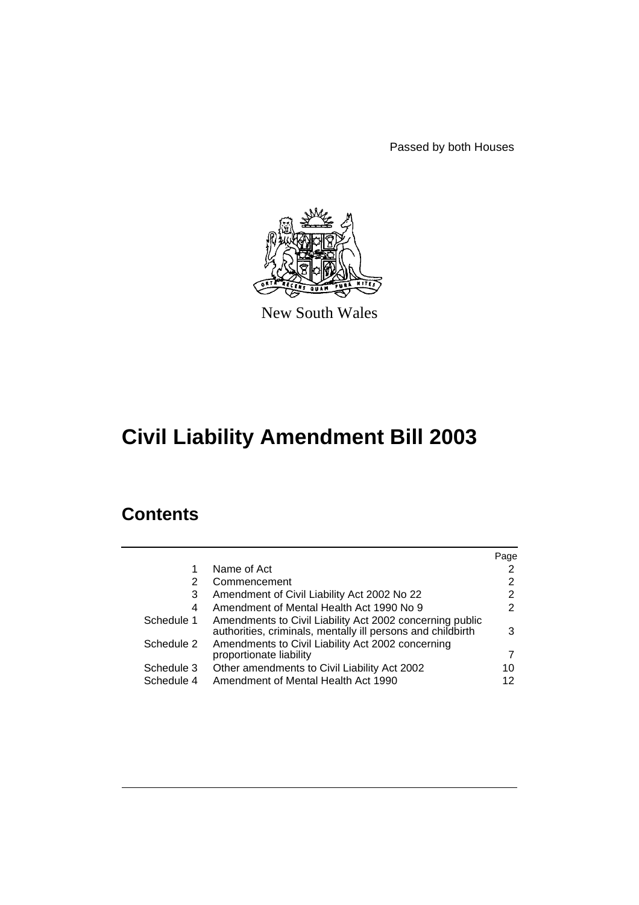Passed by both Houses

New South Wales

# Civil Liability Amendment Bill 2003

## Contents

| | | Page |
|---|---|---|
| 1 | Name of Act | 2 |
| 2 | Commencement | 2 |
| 3 | Amendment of Civil Liability Act 2002 No 22 | 2 |
| 4 | Amendment of Mental Health Act 1990 No 9 | 2 |
| Schedule 1 | Amendments to Civil Liability Act 2002 concerning public authorities, criminals, mentally ill persons and childbirth | 3 |
| Schedule 2 | Amendments to Civil Liability Act 2002 concerning proportionate liability | 7 |
| Schedule 3 | Other amendments to Civil Liability Act 2002 | 10 |
| Schedule 4 | Amendment of Mental Health Act 1990 | 12 |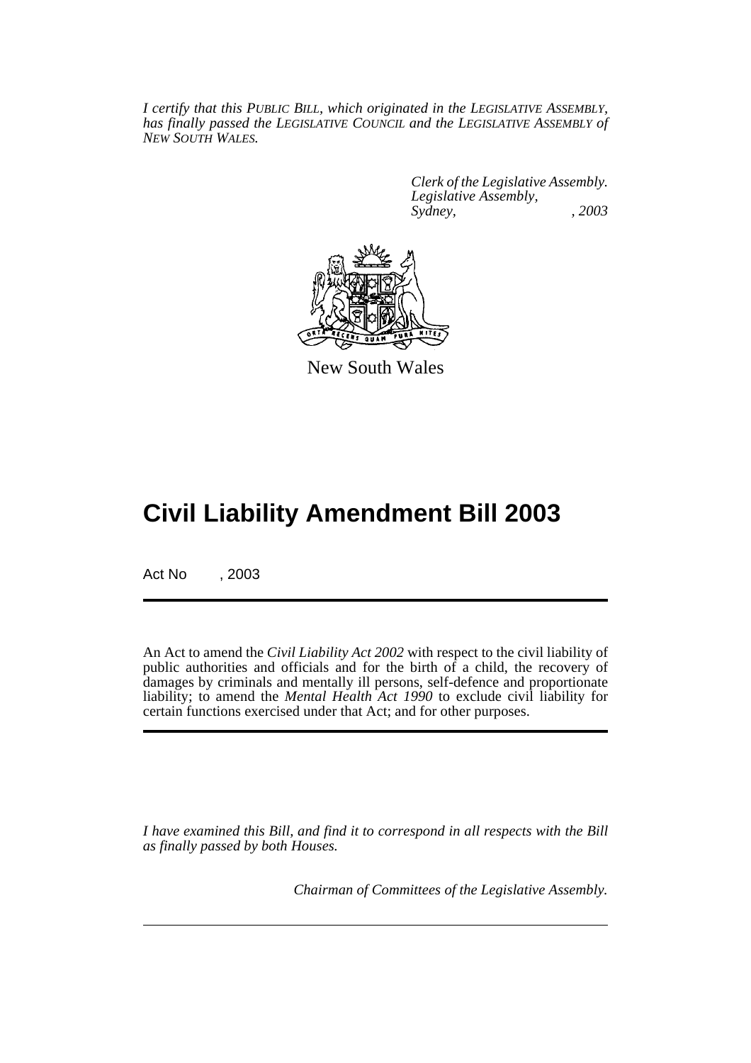*I certify that this PUBLIC BILL, which originated in the LEGISLATIVE ASSEMBLY, has finally passed the LEGISLATIVE COUNCIL and the LEGISLATIVE ASSEMBLY of NEW SOUTH WALES.*

*Clerk of the Legislative Assembly.*
*Legislative Assembly,*
*Sydney, , 2003*

New South Wales

# Civil Liability Amendment Bill 2003

Act No , 2003

An Act to amend the *Civil Liability Act 2002* with respect to the civil liability of public authorities and officials and for the birth of a child, the recovery of damages by criminals and mentally ill persons, self-defence and proportionate liability; to amend the *Mental Health Act 1990* to exclude civil liability for certain functions exercised under that Act; and for other purposes.

*I have examined this Bill, and find it to correspond in all respects with the Bill as finally passed by both Houses.*

*Chairman of Committees of the Legislative Assembly.*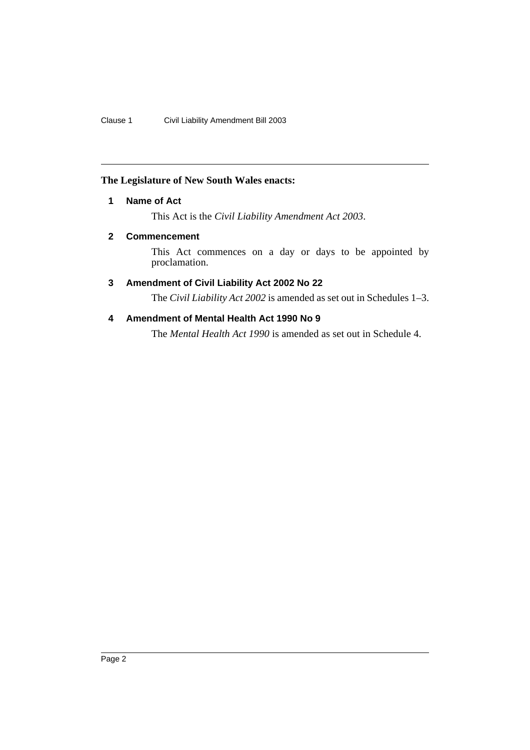**The Legislature of New South Wales enacts:**

## 1 Name of Act

This Act is the *Civil Liability Amendment Act 2003*.

## 2 Commencement

This Act commences on a day or days to be appointed by proclamation.

## 3 Amendment of Civil Liability Act 2002 No 22

The *Civil Liability Act 2002* is amended as set out in Schedules 1–3.

## 4 Amendment of Mental Health Act 1990 No 9

The *Mental Health Act 1990* is amended as set out in Schedule 4.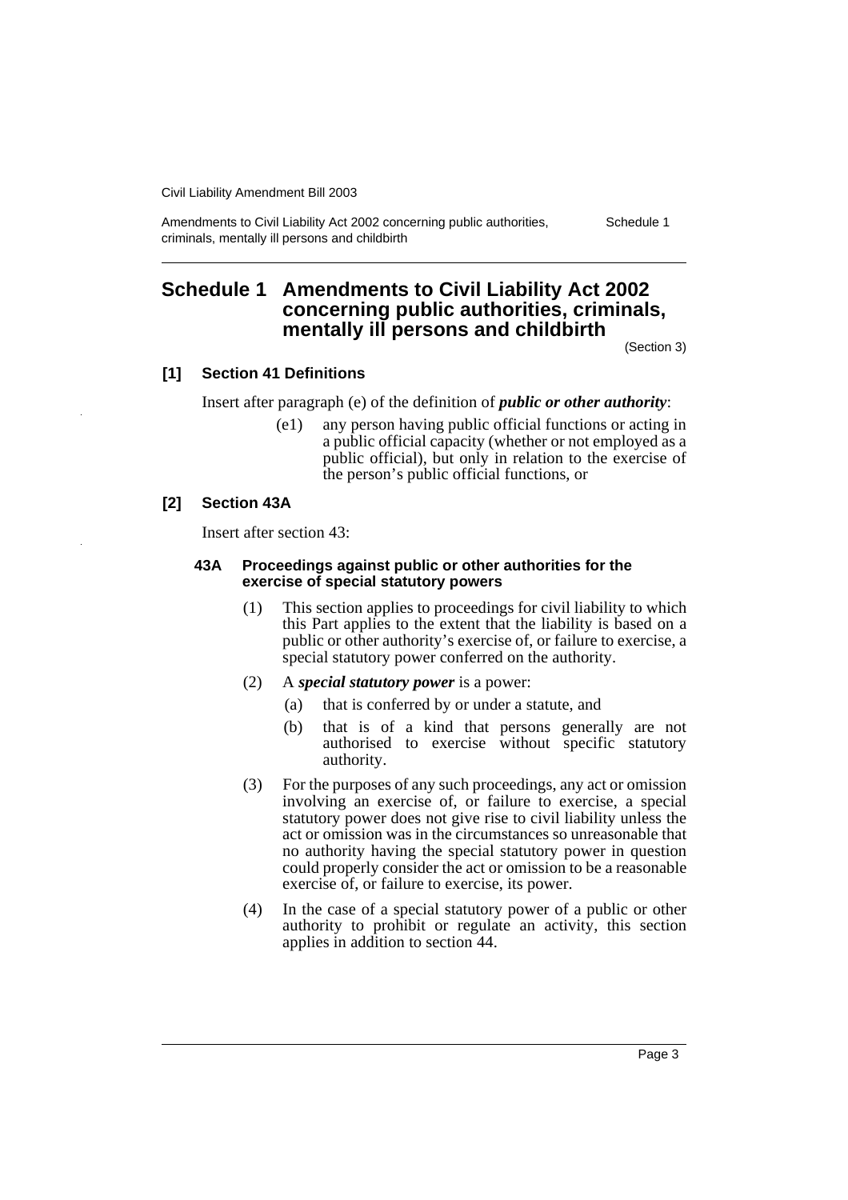# Schedule 1 Amendments to Civil Liability Act 2002 concerning public authorities, criminals, mentally ill persons and childbirth

(Section 3)

### [1] Section 41 Definitions

Insert after paragraph (e) of the definition of ***public or other authority***:

> (e1) any person having public official functions or acting in a public official capacity (whether or not employed as a public official), but only in relation to the exercise of the person's public official functions, or

### [2] Section 43A

Insert after section 43:

#### 43A Proceedings against public or other authorities for the exercise of special statutory powers

(1) This section applies to proceedings for civil liability to which this Part applies to the extent that the liability is based on a public or other authority's exercise of, or failure to exercise, a special statutory power conferred on the authority.

(2) A ***special statutory power*** is a power:

- (a) that is conferred by or under a statute, and
- (b) that is of a kind that persons generally are not authorised to exercise without specific statutory authority.

(3) For the purposes of any such proceedings, any act or omission involving an exercise of, or failure to exercise, a special statutory power does not give rise to civil liability unless the act or omission was in the circumstances so unreasonable that no authority having the special statutory power in question could properly consider the act or omission to be a reasonable exercise of, or failure to exercise, its power.

(4) In the case of a special statutory power of a public or other authority to prohibit or regulate an activity, this section applies in addition to section 44.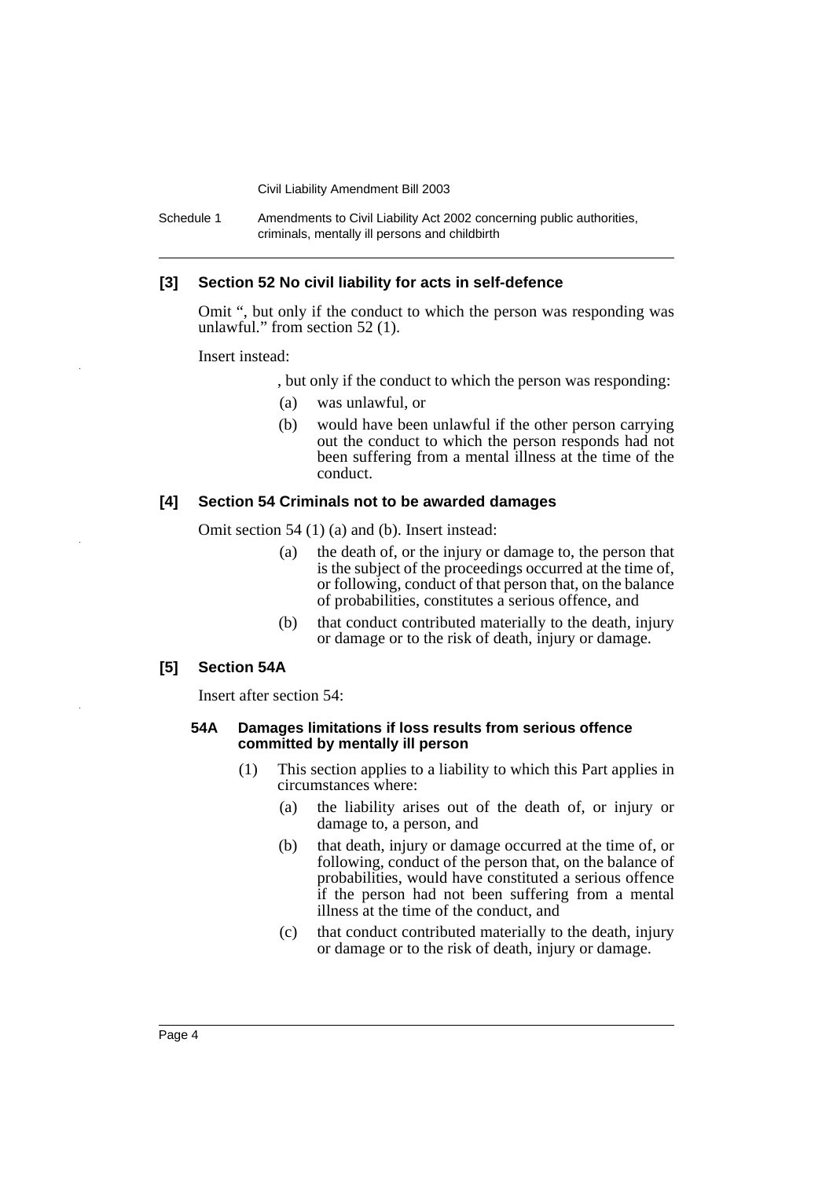### [3] Section 52 No civil liability for acts in self-defence

Omit ", but only if the conduct to which the person was responding was unlawful." from section 52 (1).

Insert instead:

, but only if the conduct to which the person was responding:

(a) was unlawful, or

(b) would have been unlawful if the other person carrying out the conduct to which the person responds had not been suffering from a mental illness at the time of the conduct.

### [4] Section 54 Criminals not to be awarded damages

Omit section 54 (1) (a) and (b). Insert instead:

(a) the death of, or the injury or damage to, the person that is the subject of the proceedings occurred at the time of, or following, conduct of that person that, on the balance of probabilities, constitutes a serious offence, and

(b) that conduct contributed materially to the death, injury or damage or to the risk of death, injury or damage.

### [5] Section 54A

Insert after section 54:

#### 54A Damages limitations if loss results from serious offence committed by mentally ill person

(1) This section applies to a liability to which this Part applies in circumstances where:

(a) the liability arises out of the death of, or injury or damage to, a person, and

(b) that death, injury or damage occurred at the time of, or following, conduct of the person that, on the balance of probabilities, would have constituted a serious offence if the person had not been suffering from a mental illness at the time of the conduct, and

(c) that conduct contributed materially to the death, injury or damage or to the risk of death, injury or damage.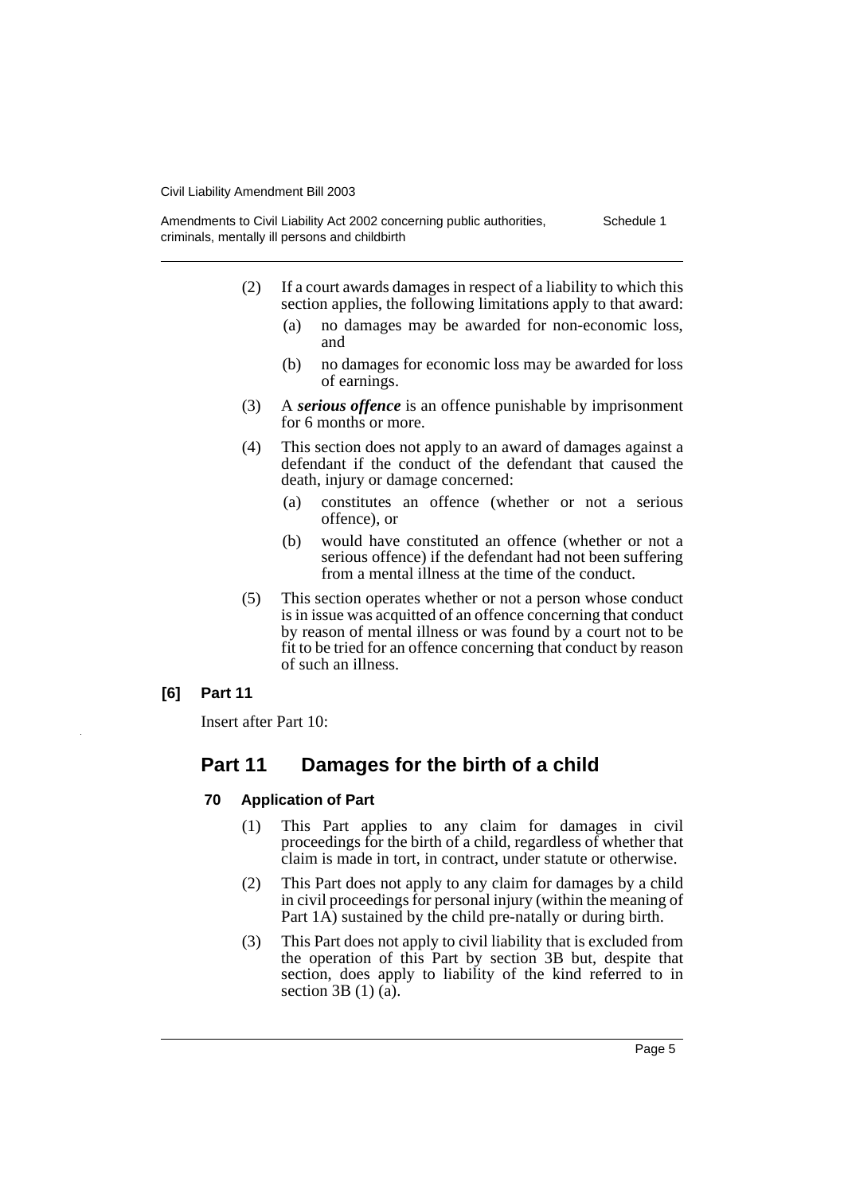(2) If a court awards damages in respect of a liability to which this section applies, the following limitations apply to that award:

(a) no damages may be awarded for non-economic loss, and

(b) no damages for economic loss may be awarded for loss of earnings.

(3) A ***serious offence*** is an offence punishable by imprisonment for 6 months or more.

(4) This section does not apply to an award of damages against a defendant if the conduct of the defendant that caused the death, injury or damage concerned:

(a) constitutes an offence (whether or not a serious offence), or

(b) would have constituted an offence (whether or not a serious offence) if the defendant had not been suffering from a mental illness at the time of the conduct.

(5) This section operates whether or not a person whose conduct is in issue was acquitted of an offence concerning that conduct by reason of mental illness or was found by a court not to be fit to be tried for an offence concerning that conduct by reason of such an illness.

**[6] Part 11**

Insert after Part 10:

## Part 11 Damages for the birth of a child

### 70 Application of Part

(1) This Part applies to any claim for damages in civil proceedings for the birth of a child, regardless of whether that claim is made in tort, in contract, under statute or otherwise.

(2) This Part does not apply to any claim for damages by a child in civil proceedings for personal injury (within the meaning of Part 1A) sustained by the child pre-natally or during birth.

(3) This Part does not apply to civil liability that is excluded from the operation of this Part by section 3B but, despite that section, does apply to liability of the kind referred to in section 3B (1) (a).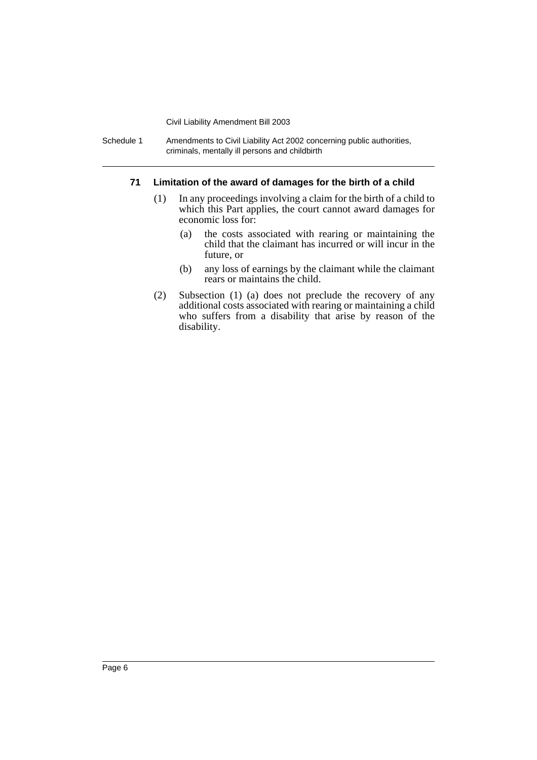### 71 Limitation of the award of damages for the birth of a child

(1) In any proceedings involving a claim for the birth of a child to which this Part applies, the court cannot award damages for economic loss for:

  (a) the costs associated with rearing or maintaining the child that the claimant has incurred or will incur in the future, or

  (b) any loss of earnings by the claimant while the claimant rears or maintains the child.

(2) Subsection (1) (a) does not preclude the recovery of any additional costs associated with rearing or maintaining a child who suffers from a disability that arise by reason of the disability.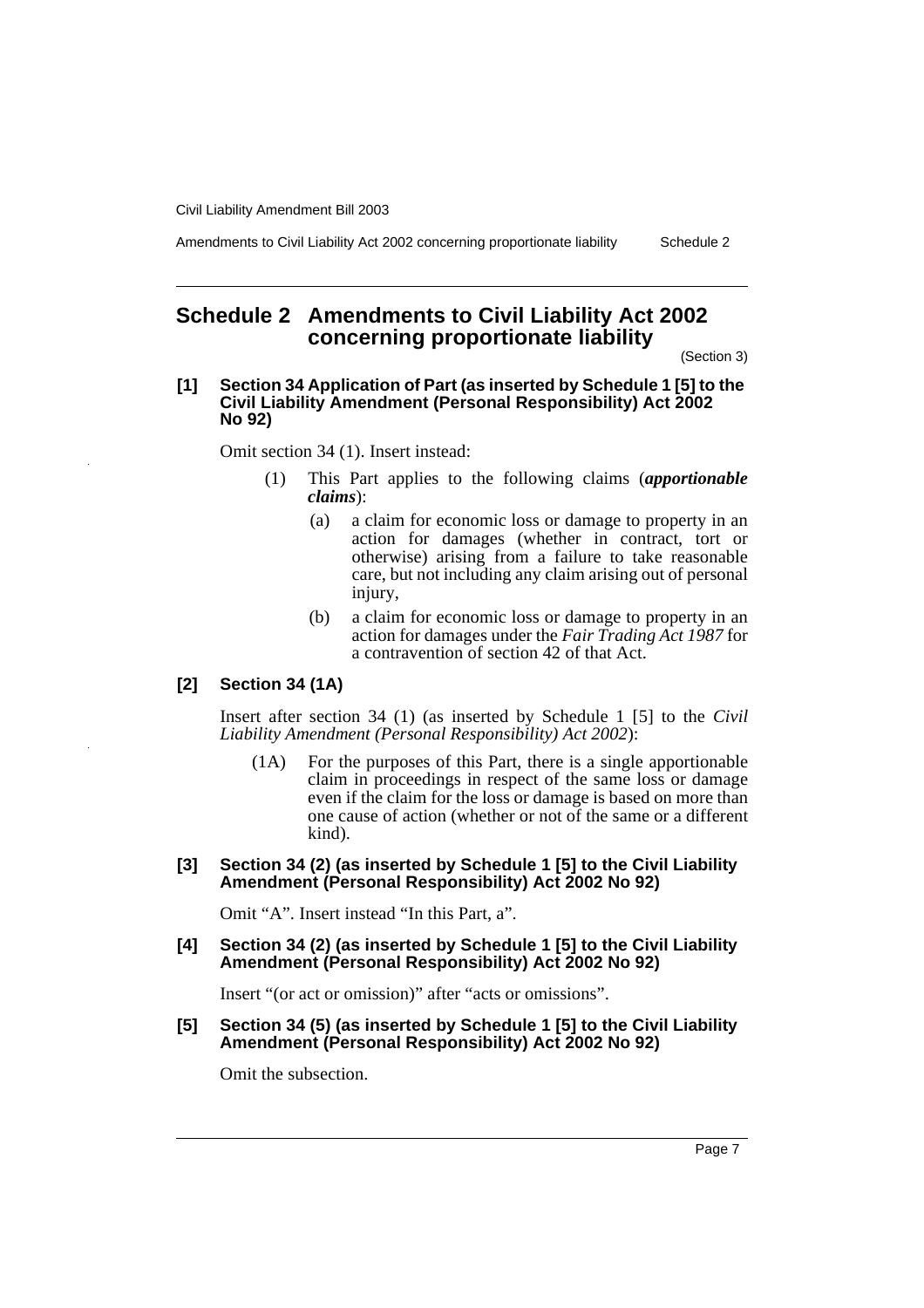# Schedule 2 Amendments to Civil Liability Act 2002 concerning proportionate liability

(Section 3)

### [1] Section 34 Application of Part (as inserted by Schedule 1 [5] to the Civil Liability Amendment (Personal Responsibility) Act 2002 No 92)

Omit section 34 (1). Insert instead:

> (1) This Part applies to the following claims (***apportionable claims***):
>
> (a) a claim for economic loss or damage to property in an action for damages (whether in contract, tort or otherwise) arising from a failure to take reasonable care, but not including any claim arising out of personal injury,
>
> (b) a claim for economic loss or damage to property in an action for damages under the *Fair Trading Act 1987* for a contravention of section 42 of that Act.

### [2] Section 34 (1A)

Insert after section 34 (1) (as inserted by Schedule 1 [5] to the *Civil Liability Amendment (Personal Responsibility) Act 2002*):

> (1A) For the purposes of this Part, there is a single apportionable claim in proceedings in respect of the same loss or damage even if the claim for the loss or damage is based on more than one cause of action (whether or not of the same or a different kind).

### [3] Section 34 (2) (as inserted by Schedule 1 [5] to the Civil Liability Amendment (Personal Responsibility) Act 2002 No 92)

Omit "A". Insert instead "In this Part, a".

### [4] Section 34 (2) (as inserted by Schedule 1 [5] to the Civil Liability Amendment (Personal Responsibility) Act 2002 No 92)

Insert "(or act or omission)" after "acts or omissions".

### [5] Section 34 (5) (as inserted by Schedule 1 [5] to the Civil Liability Amendment (Personal Responsibility) Act 2002 No 92)

Omit the subsection.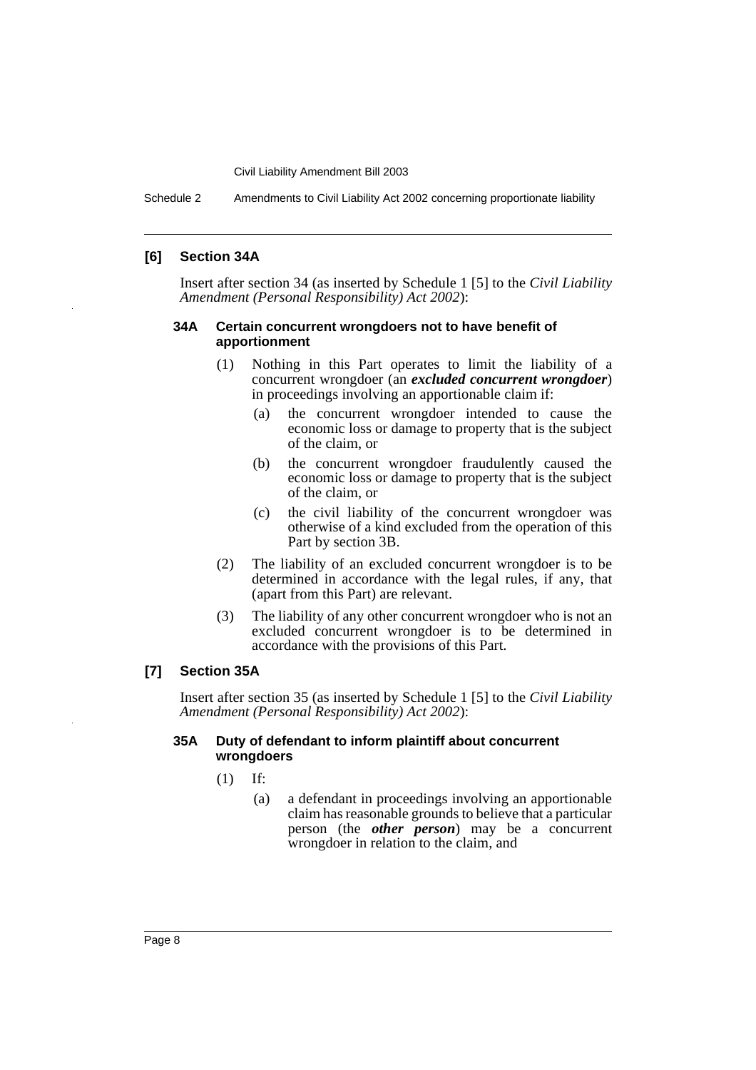### [6] Section 34A

Insert after section 34 (as inserted by Schedule 1 [5] to the *Civil Liability Amendment (Personal Responsibility) Act 2002*):

#### 34A Certain concurrent wrongdoers not to have benefit of apportionment

(1) Nothing in this Part operates to limit the liability of a concurrent wrongdoer (an ***excluded concurrent wrongdoer***) in proceedings involving an apportionable claim if:

- (a) the concurrent wrongdoer intended to cause the economic loss or damage to property that is the subject of the claim, or
- (b) the concurrent wrongdoer fraudulently caused the economic loss or damage to property that is the subject of the claim, or
- (c) the civil liability of the concurrent wrongdoer was otherwise of a kind excluded from the operation of this Part by section 3B.

(2) The liability of an excluded concurrent wrongdoer is to be determined in accordance with the legal rules, if any, that (apart from this Part) are relevant.

(3) The liability of any other concurrent wrongdoer who is not an excluded concurrent wrongdoer is to be determined in accordance with the provisions of this Part.

### [7] Section 35A

Insert after section 35 (as inserted by Schedule 1 [5] to the *Civil Liability Amendment (Personal Responsibility) Act 2002*):

#### 35A Duty of defendant to inform plaintiff about concurrent wrongdoers

(1) If:

- (a) a defendant in proceedings involving an apportionable claim has reasonable grounds to believe that a particular person (the ***other person***) may be a concurrent wrongdoer in relation to the claim, and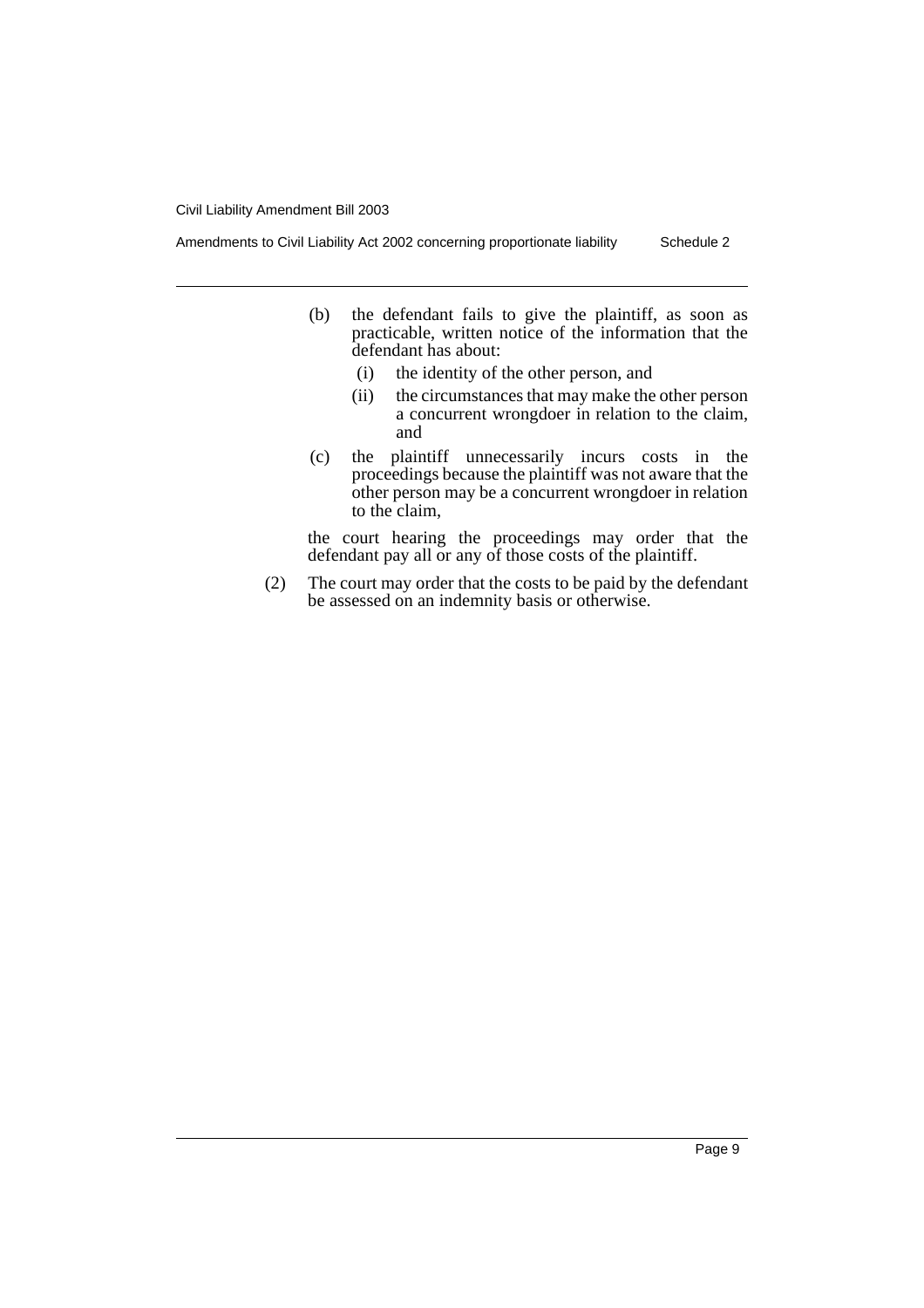(b) the defendant fails to give the plaintiff, as soon as practicable, written notice of the information that the defendant has about:

  (i) the identity of the other person, and

  (ii) the circumstances that may make the other person a concurrent wrongdoer in relation to the claim, and

(c) the plaintiff unnecessarily incurs costs in the proceedings because the plaintiff was not aware that the other person may be a concurrent wrongdoer in relation to the claim,

the court hearing the proceedings may order that the defendant pay all or any of those costs of the plaintiff.

(2) The court may order that the costs to be paid by the defendant be assessed on an indemnity basis or otherwise.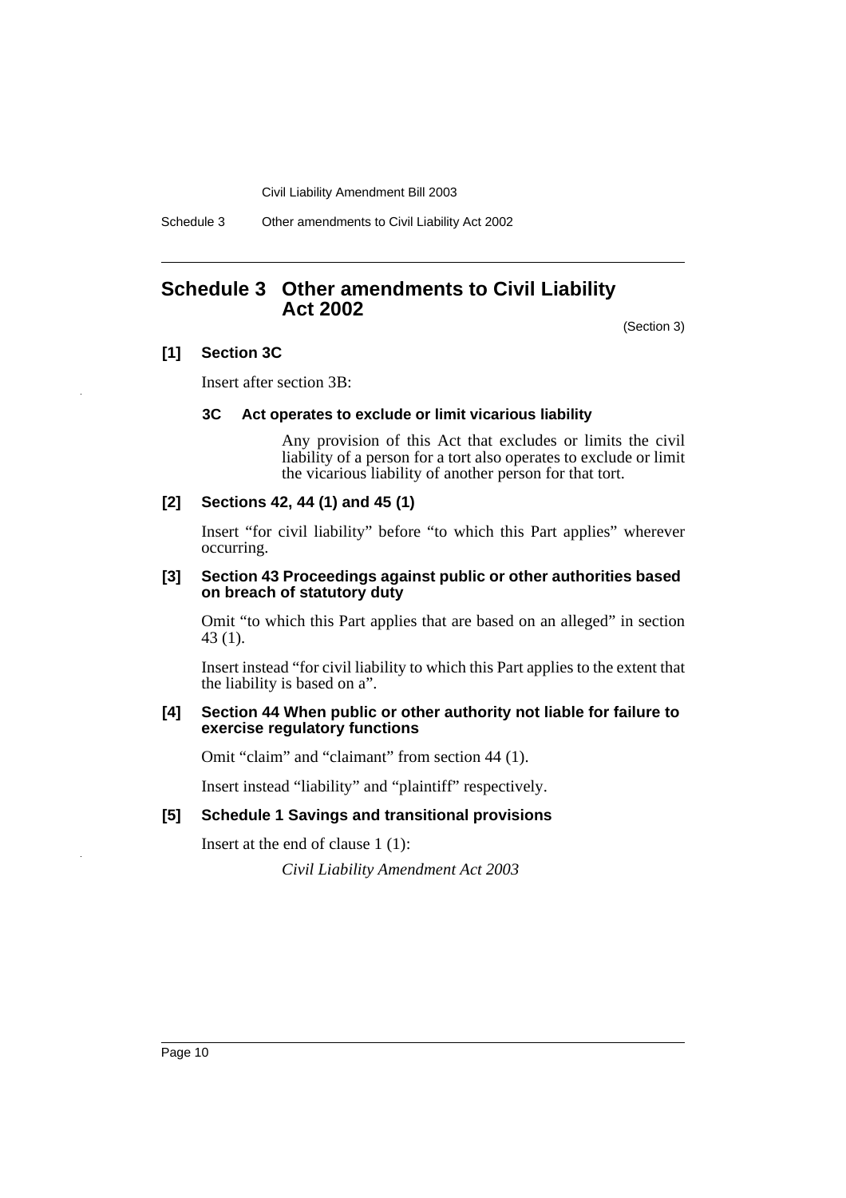# Schedule 3 Other amendments to Civil Liability Act 2002

(Section 3)

### [1] Section 3C

Insert after section 3B:

#### 3C Act operates to exclude or limit vicarious liability

Any provision of this Act that excludes or limits the civil liability of a person for a tort also operates to exclude or limit the vicarious liability of another person for that tort.

### [2] Sections 42, 44 (1) and 45 (1)

Insert "for civil liability" before "to which this Part applies" wherever occurring.

### [3] Section 43 Proceedings against public or other authorities based on breach of statutory duty

Omit "to which this Part applies that are based on an alleged" in section 43 (1).

Insert instead "for civil liability to which this Part applies to the extent that the liability is based on a".

### [4] Section 44 When public or other authority not liable for failure to exercise regulatory functions

Omit "claim" and "claimant" from section 44 (1).

Insert instead "liability" and "plaintiff" respectively.

### [5] Schedule 1 Savings and transitional provisions

Insert at the end of clause 1 (1):

*Civil Liability Amendment Act 2003*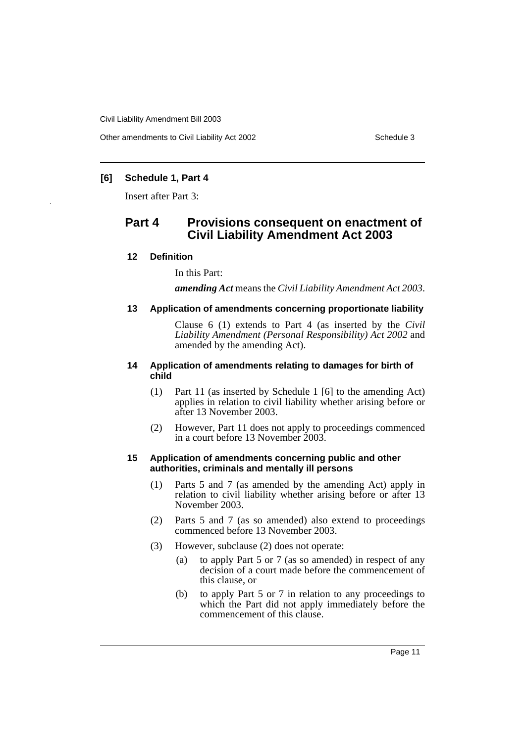### [6] Schedule 1, Part 4

Insert after Part 3:

## Part 4 Provisions consequent on enactment of Civil Liability Amendment Act 2003

### 12 Definition

In this Part:

***amending Act*** means the *Civil Liability Amendment Act 2003*.

### 13 Application of amendments concerning proportionate liability

Clause 6 (1) extends to Part 4 (as inserted by the *Civil Liability Amendment (Personal Responsibility) Act 2002* and amended by the amending Act).

### 14 Application of amendments relating to damages for birth of child

(1) Part 11 (as inserted by Schedule 1 [6] to the amending Act) applies in relation to civil liability whether arising before or after 13 November 2003.

(2) However, Part 11 does not apply to proceedings commenced in a court before 13 November 2003.

### 15 Application of amendments concerning public and other authorities, criminals and mentally ill persons

(1) Parts 5 and 7 (as amended by the amending Act) apply in relation to civil liability whether arising before or after 13 November 2003.

(2) Parts 5 and 7 (as so amended) also extend to proceedings commenced before 13 November 2003.

(3) However, subclause (2) does not operate:

- (a) to apply Part 5 or 7 (as so amended) in respect of any decision of a court made before the commencement of this clause, or
- (b) to apply Part 5 or 7 in relation to any proceedings to which the Part did not apply immediately before the commencement of this clause.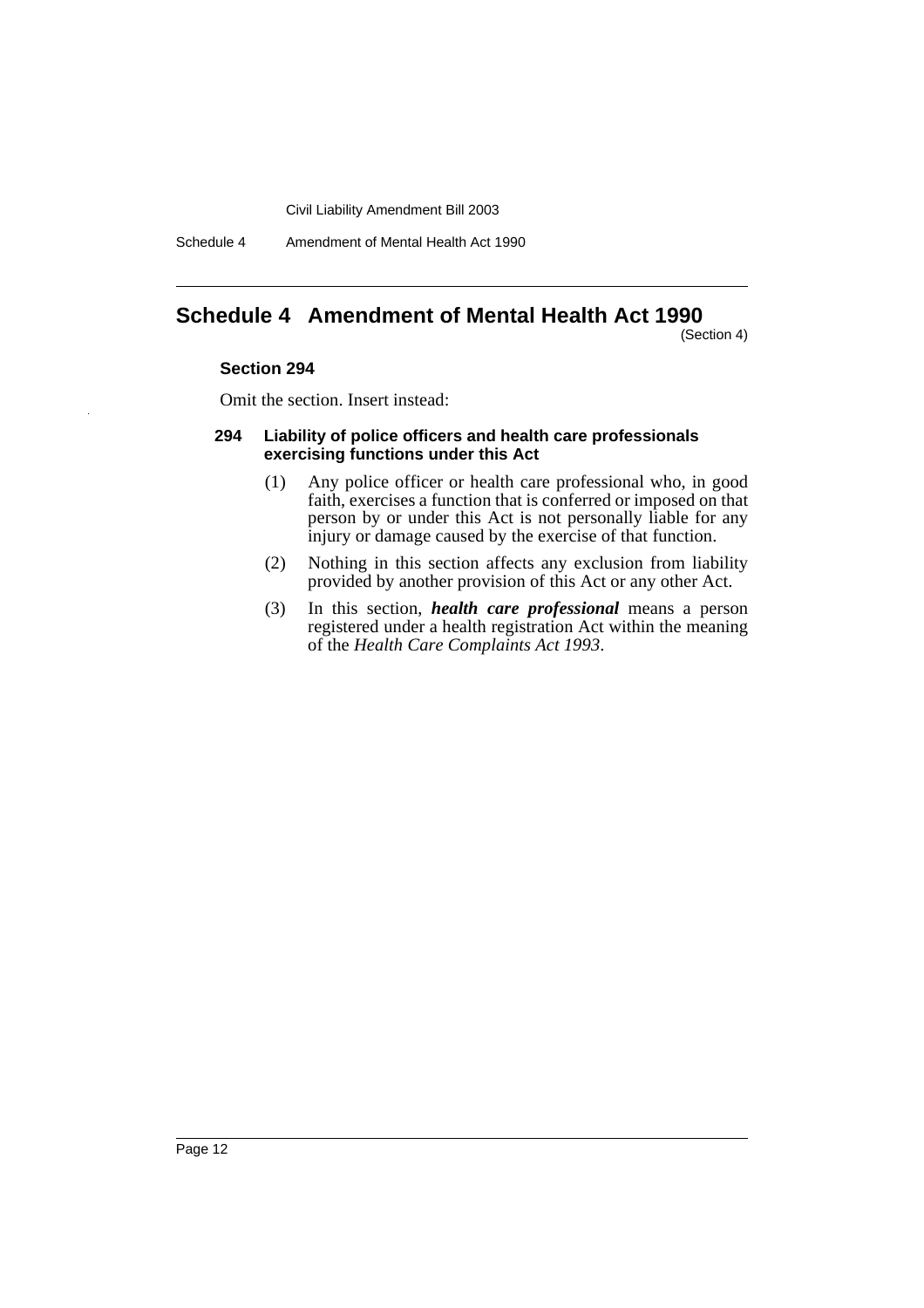# Schedule 4 Amendment of Mental Health Act 1990

(Section 4)

### Section 294

Omit the section. Insert instead:

#### 294 Liability of police officers and health care professionals exercising functions under this Act

(1) Any police officer or health care professional who, in good faith, exercises a function that is conferred or imposed on that person by or under this Act is not personally liable for any injury or damage caused by the exercise of that function.

(2) Nothing in this section affects any exclusion from liability provided by another provision of this Act or any other Act.

(3) In this section, ***health care professional*** means a person registered under a health registration Act within the meaning of the *Health Care Complaints Act 1993*.